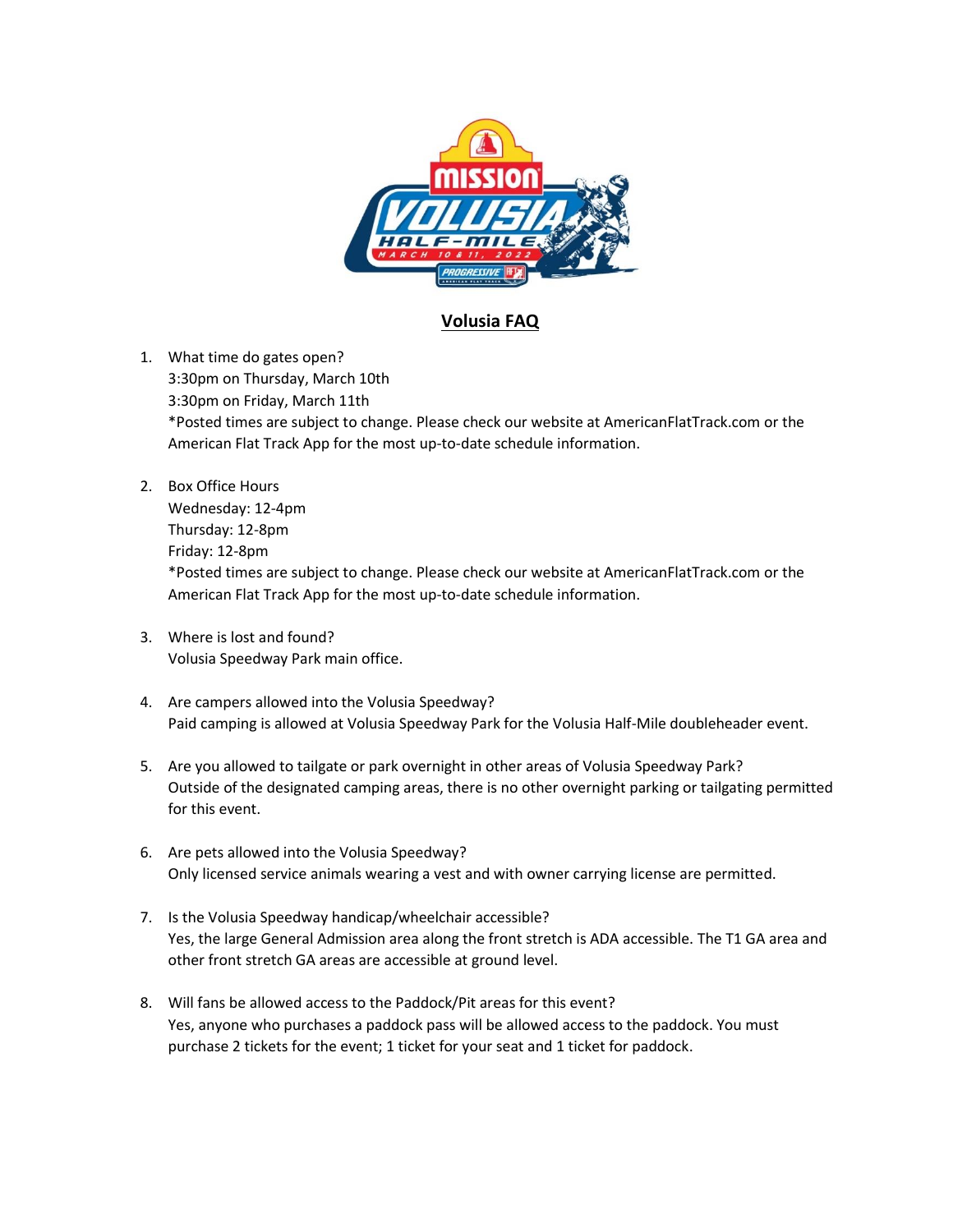## Volusia FAQ

1. What time do gates open?
   3:30pm on Thursday, March 10th
   3:30pm on Friday, March 11th
   *Posted times are subject to change. Please check our website at AmericanFlatTrack.com or the American Flat Track App for the most up-to-date schedule information.

2. Box Office Hours
   Wednesday: 12-4pm
   Thursday: 12-8pm
   Friday: 12-8pm
   *Posted times are subject to change. Please check our website at AmericanFlatTrack.com or the American Flat Track App for the most up-to-date schedule information.

3. Where is lost and found?
   Volusia Speedway Park main office.

4. Are campers allowed into the Volusia Speedway?
   Paid camping is allowed at Volusia Speedway Park for the Volusia Half-Mile doubleheader event.

5. Are you allowed to tailgate or park overnight in other areas of Volusia Speedway Park?
   Outside of the designated camping areas, there is no other overnight parking or tailgating permitted for this event.

6. Are pets allowed into the Volusia Speedway?
   Only licensed service animals wearing a vest and with owner carrying license are permitted.

7. Is the Volusia Speedway handicap/wheelchair accessible?
   Yes, the large General Admission area along the front stretch is ADA accessible. The T1 GA area and other front stretch GA areas are accessible at ground level.

8. Will fans be allowed access to the Paddock/Pit areas for this event?
   Yes, anyone who purchases a paddock pass will be allowed access to the paddock. You must purchase 2 tickets for the event; 1 ticket for your seat and 1 ticket for paddock.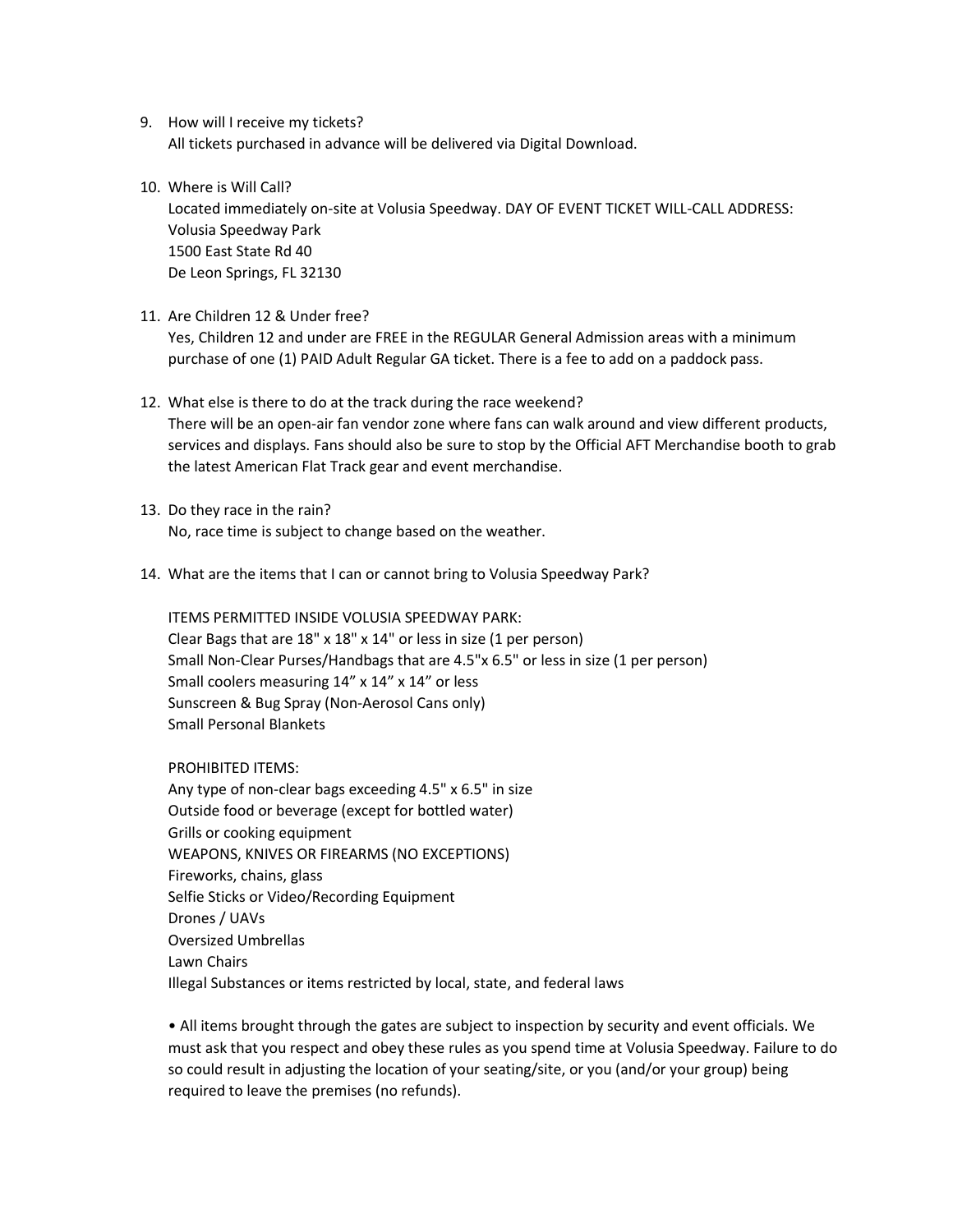9. How will I receive my tickets?
   All tickets purchased in advance will be delivered via Digital Download.

10. Where is Will Call?
    Located immediately on-site at Volusia Speedway. DAY OF EVENT TICKET WILL-CALL ADDRESS:
    Volusia Speedway Park
    1500 East State Rd 40
    De Leon Springs, FL 32130

11. Are Children 12 & Under free?
    Yes, Children 12 and under are FREE in the REGULAR General Admission areas with a minimum purchase of one (1) PAID Adult Regular GA ticket. There is a fee to add on a paddock pass.

12. What else is there to do at the track during the race weekend?
    There will be an open-air fan vendor zone where fans can walk around and view different products, services and displays. Fans should also be sure to stop by the Official AFT Merchandise booth to grab the latest American Flat Track gear and event merchandise.

13. Do they race in the rain?
    No, race time is subject to change based on the weather.

14. What are the items that I can or cannot bring to Volusia Speedway Park?

    ITEMS PERMITTED INSIDE VOLUSIA SPEEDWAY PARK:
    Clear Bags that are 18" x 18" x 14" or less in size (1 per person)
    Small Non-Clear Purses/Handbags that are 4.5"x 6.5" or less in size (1 per person)
    Small coolers measuring 14" x 14" x 14" or less
    Sunscreen & Bug Spray (Non-Aerosol Cans only)
    Small Personal Blankets

    PROHIBITED ITEMS:
    Any type of non-clear bags exceeding 4.5" x 6.5" in size
    Outside food or beverage (except for bottled water)
    Grills or cooking equipment
    WEAPONS, KNIVES OR FIREARMS (NO EXCEPTIONS)
    Fireworks, chains, glass
    Selfie Sticks or Video/Recording Equipment
    Drones / UAVs
    Oversized Umbrellas
    Lawn Chairs
    Illegal Substances or items restricted by local, state, and federal laws

    • All items brought through the gates are subject to inspection by security and event officials. We must ask that you respect and obey these rules as you spend time at Volusia Speedway. Failure to do so could result in adjusting the location of your seating/site, or you (and/or your group) being required to leave the premises (no refunds).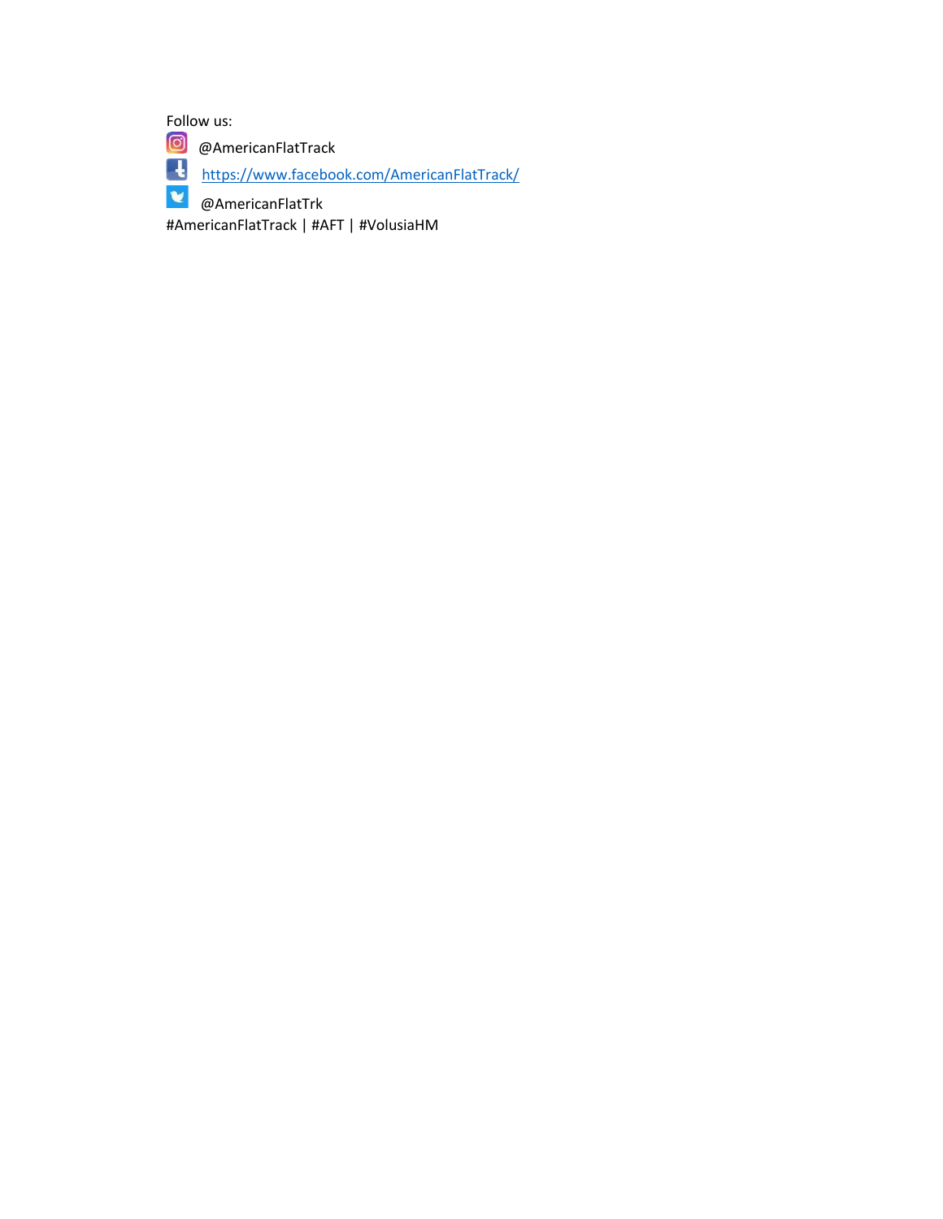Follow us:

@AmericanFlatTrack

https://www.facebook.com/AmericanFlatTrack/

@AmericanFlatTrk

#AmericanFlatTrack | #AFT | #VolusiaHM